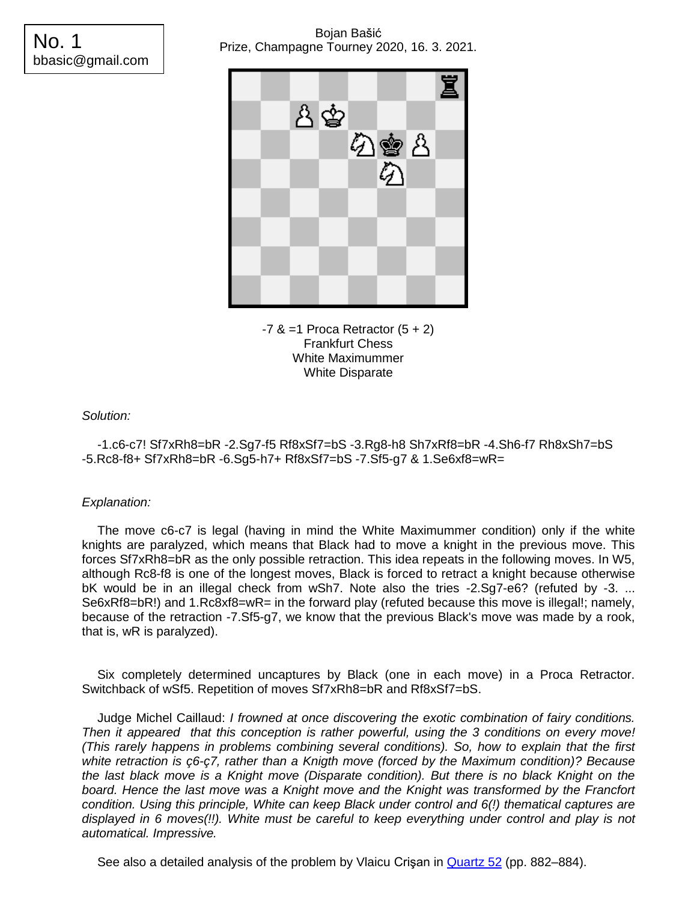No. 1
bbasic@gmail.com

Bojan Bašić
Prize, Champagne Tourney 2020, 16. 3. 2021.

-7 & =1 Proca Retractor (5 + 2)
Frankfurt Chess
White Maximummer
White Disparate

*Solution:*

-1.c6-c7! Sf7xRh8=bR -2.Sg7-f5 Rf8xSf7=bS -3.Rg8-h8 Sh7xRf8=bR -4.Sh6-f7 Rh8xSh7=bS -5.Rc8-f8+ Sf7xRh8=bR -6.Sg5-h7+ Rf8xSf7=bS -7.Sf5-g7 & 1.Se6xf8=wR=

*Explanation:*

The move c6-c7 is legal (having in mind the White Maximummer condition) only if the white knights are paralyzed, which means that Black had to move a knight in the previous move. This forces Sf7xRh8=bR as the only possible retraction. This idea repeats in the following moves. In W5, although Rc8-f8 is one of the longest moves, Black is forced to retract a knight because otherwise bK would be in an illegal check from wSh7. Note also the tries -2.Sg7-e6? (refuted by -3. ... Se6xRf8=bR!) and 1.Rc8xf8=wR= in the forward play (refuted because this move is illegal!; namely, because of the retraction -7.Sf5-g7, we know that the previous Black's move was made by a rook, that is, wR is paralyzed).

Six completely determined uncaptures by Black (one in each move) in a Proca Retractor. Switchback of wSf5. Repetition of moves Sf7xRh8=bR and Rf8xSf7=bS.

Judge Michel Caillaud: *I frowned at once discovering the exotic combination of fairy conditions. Then it appeared that this conception is rather powerful, using the 3 conditions on every move! (This rarely happens in problems combining several conditions). So, how to explain that the first white retraction is ç6-ç7, rather than a Knigth move (forced by the Maximum condition)? Because the last black move is a Knight move (Disparate condition). But there is no black Knight on the board. Hence the last move was a Knight move and the Knight was transformed by the Francfort condition. Using this principle, White can keep Black under control and 6(!) thematical captures are displayed in 6 moves(!!). White must be careful to keep everything under control and play is not automatical. Impressive.*

See also a detailed analysis of the problem by Vlaicu Crişan in Quartz 52 (pp. 882–884).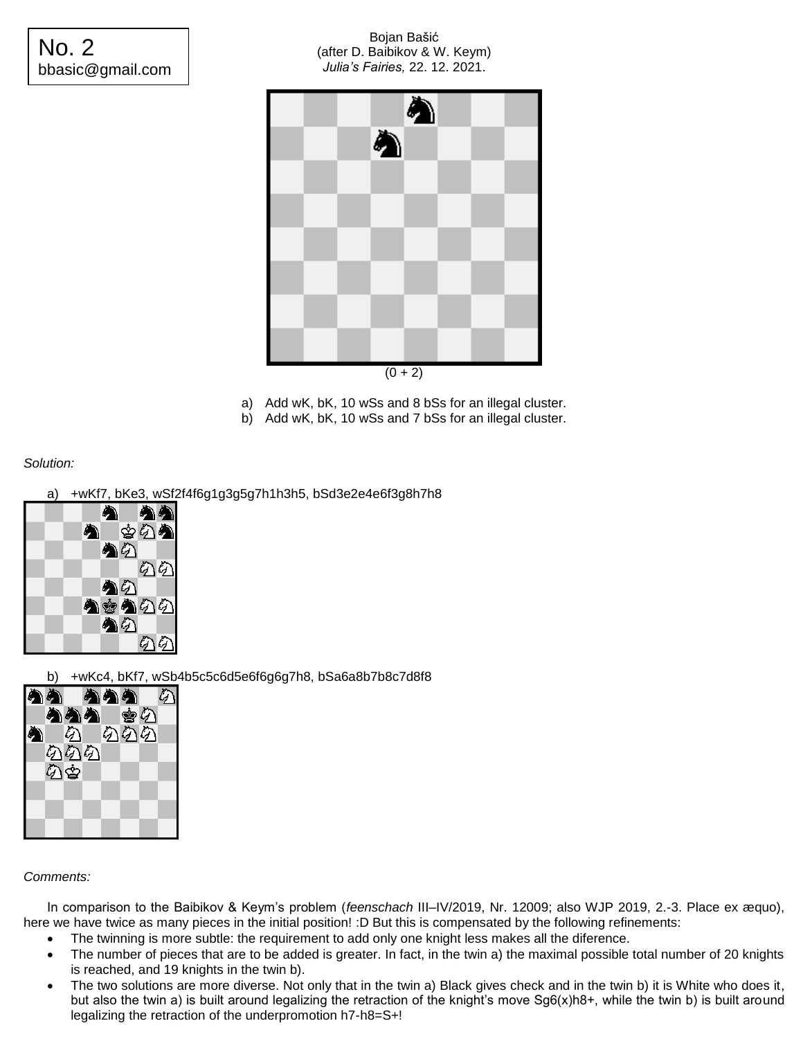No. 2
bbasic@gmail.com

Bojan Bašić
(after D. Baibikov & W. Keym)
*Julia's Fairies,* 22. 12. 2021.

(0 + 2)

a) Add wK, bK, 10 wSs and 8 bSs for an illegal cluster.
b) Add wK, bK, 10 wSs and 7 bSs for an illegal cluster.

*Solution:*

a) +wKf7, bKe3, wSf2f4f6g1g3g5g7h1h3h5, bSd3e2e4e6f3g8h7h8

b) +wKc4, bKf7, wSb4b5c5c6d5e6f6g6g7h8, bSa6a8b7b8c7d8f8

*Comments:*

In comparison to the Baibikov & Keym's problem (*feenschach* III–IV/2019, Nr. 12009; also WJP 2019, 2.-3. Place ex æquo), here we have twice as many pieces in the initial position! :D But this is compensated by the following refinements:

- The twinning is more subtle: the requirement to add only one knight less makes all the diference.
- The number of pieces that are to be added is greater. In fact, in the twin a) the maximal possible total number of 20 knights is reached, and 19 knights in the twin b).
- The two solutions are more diverse. Not only that in the twin a) Black gives check and in the twin b) it is White who does it, but also the twin a) is built around legalizing the retraction of the knight's move Sg6(x)h8+, while the twin b) is built around legalizing the retraction of the underpromotion h7-h8=S+!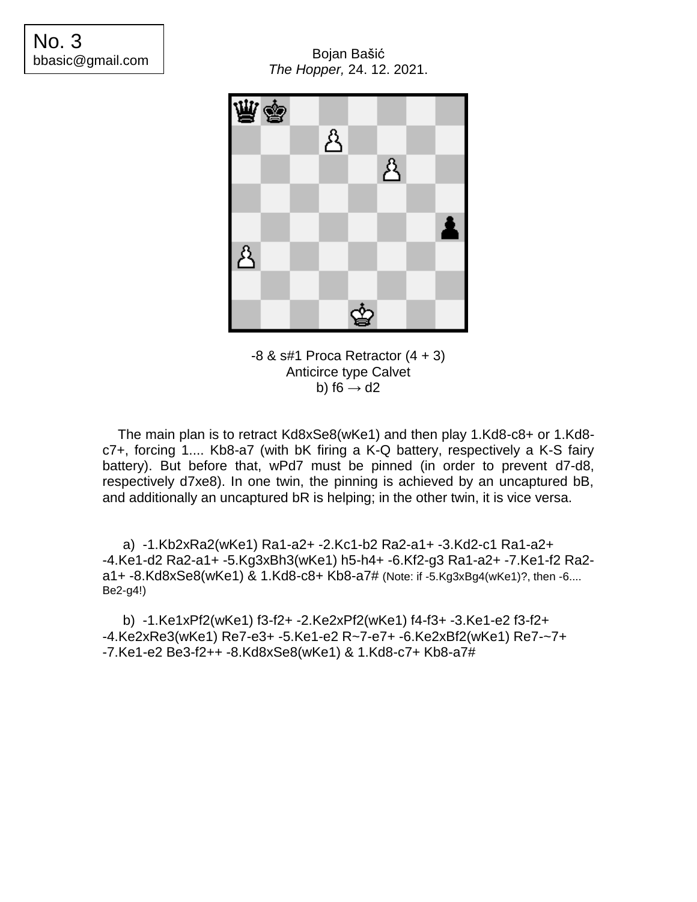No. 3
bbasic@gmail.com

Bojan Bašić
*The Hopper,* 24. 12. 2021.

-8 & s#1 Proca Retractor (4 + 3)
Anticirce type Calvet
b) f6 → d2

The main plan is to retract Kd8xSe8(wKe1) and then play 1.Kd8-c8+ or 1.Kd8-c7+, forcing 1.... Kb8-a7 (with bK firing a K-Q battery, respectively a K-S fairy battery). But before that, wPd7 must be pinned (in order to prevent d7-d8, respectively d7xe8). In one twin, the pinning is achieved by an uncaptured bB, and additionally an uncaptured bR is helping; in the other twin, it is vice versa.

a) -1.Kb2xRa2(wKe1) Ra1-a2+ -2.Kc1-b2 Ra2-a1+ -3.Kd2-c1 Ra1-a2+ -4.Ke1-d2 Ra2-a1+ -5.Kg3xBh3(wKe1) h5-h4+ -6.Kf2-g3 Ra1-a2+ -7.Ke1-f2 Ra2-a1+ -8.Kd8xSe8(wKe1) & 1.Kd8-c8+ Kb8-a7# (Note: if -5.Kg3xBg4(wKe1)?, then -6.... Be2-g4!)

b) -1.Ke1xPf2(wKe1) f3-f2+ -2.Ke2xPf2(wKe1) f4-f3+ -3.Ke1-e2 f3-f2+ -4.Ke2xRe3(wKe1) Re7-e3+ -5.Ke1-e2 R~7-e7+ -6.Ke2xBf2(wKe1) Re7-~7+ -7.Ke1-e2 Be3-f2++ -8.Kd8xSe8(wKe1) & 1.Kd8-c7+ Kb8-a7#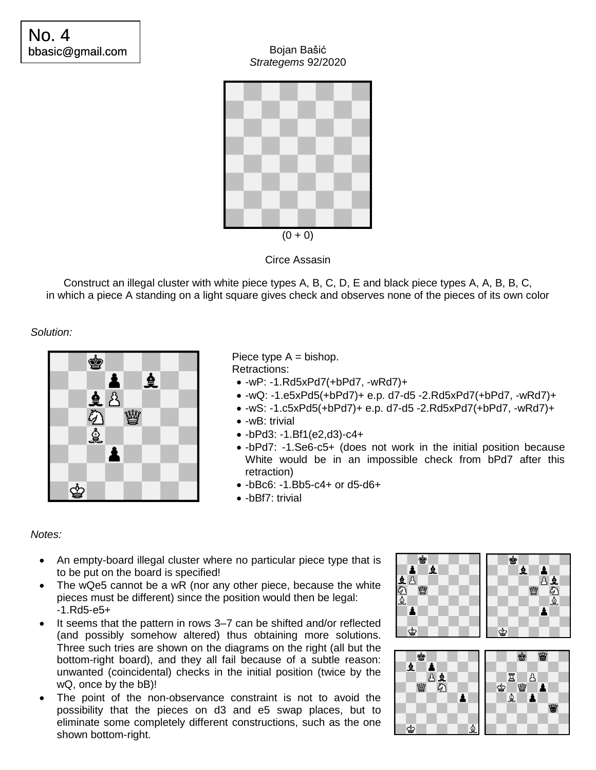No. 4
bbasic@gmail.com

Bojan Bašić
*Strategems* 92/2020

(0 + 0)

Circe Assasin

Construct an illegal cluster with white piece types A, B, C, D, E and black piece types A, A, B, B, C, in which a piece A standing on a light square gives check and observes none of the pieces of its own color

*Solution:*

Piece type A = bishop.
Retractions:

- -wP: -1.Rd5xPd7(+bPd7, -wRd7)+
- -wQ: -1.e5xPd5(+bPd7)+ e.p. d7-d5 -2.Rd5xPd7(+bPd7, -wRd7)+
- -wS: -1.c5xPd5(+bPd7)+ e.p. d7-d5 -2.Rd5xPd7(+bPd7, -wRd7)+
- -wB: trivial
- -bPd3: -1.Bf1(e2,d3)-c4+
- -bPd7: -1.Se6-c5+ (does not work in the initial position because White would be in an impossible check from bPd7 after this retraction)
- -bBc6: -1.Bb5-c4+ or d5-d6+
- -bBf7: trivial

*Notes:*

- An empty-board illegal cluster where no particular piece type that is to be put on the board is specified!
- The wQe5 cannot be a wR (nor any other piece, because the white pieces must be different) since the position would then be legal: -1.Rd5-e5+
- It seems that the pattern in rows 3–7 can be shifted and/or reflected (and possibly somehow altered) thus obtaining more solutions. Three such tries are shown on the diagrams on the right (all but the bottom-right board), and they all fail because of a subtle reason: unwanted (coincidental) checks in the initial position (twice by the wQ, once by the bB)!
- The point of the non-observance constraint is not to avoid the possibility that the pieces on d3 and e5 swap places, but to eliminate some completely different constructions, such as the one shown bottom-right.